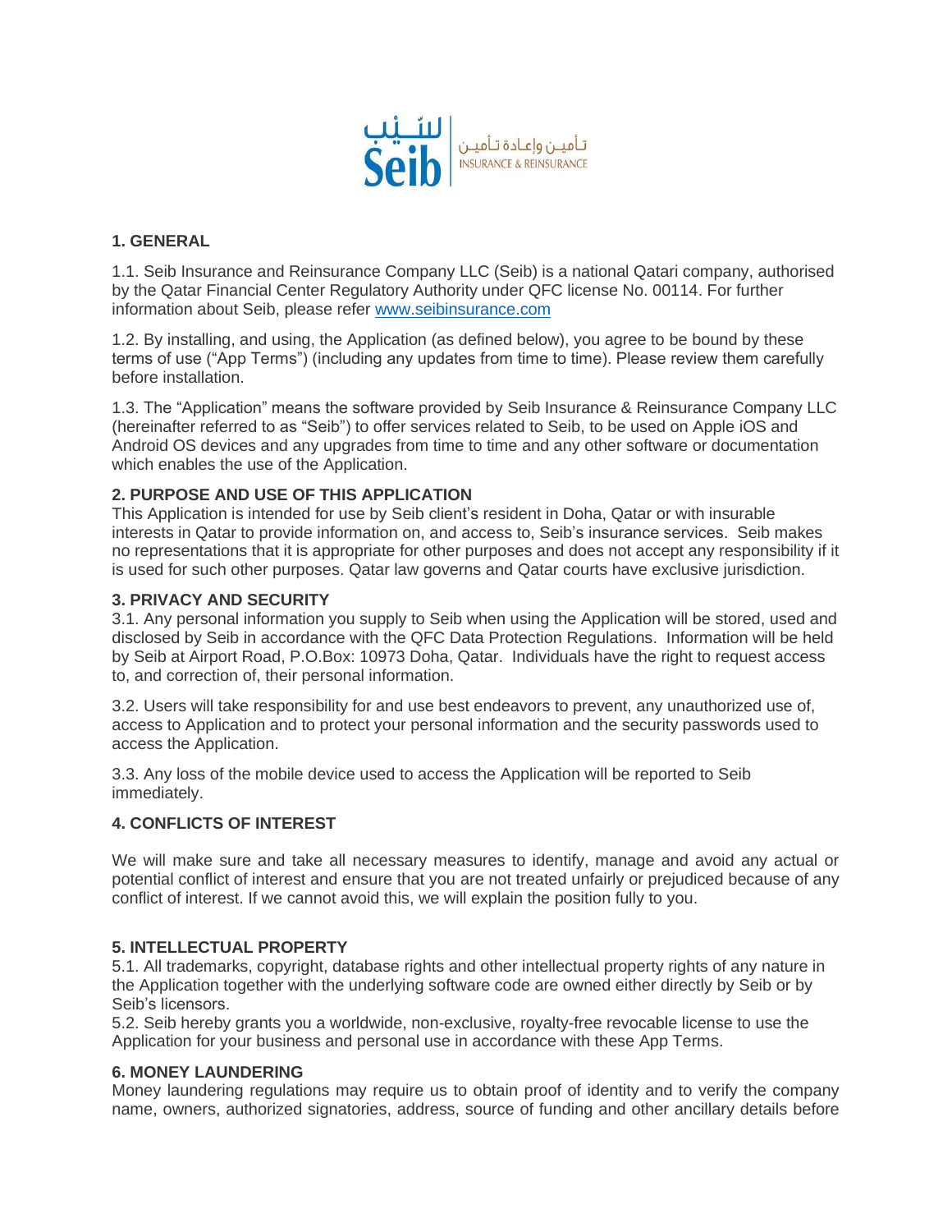## 1. GENERAL

1.1. Seib Insurance and Reinsurance Company LLC (Seib) is a national Qatari company, authorised by the Qatar Financial Center Regulatory Authority under QFC license No. 00114. For further information about Seib, please refer www.seibinsurance.com

1.2. By installing, and using, the Application (as defined below), you agree to be bound by these terms of use ("App Terms") (including any updates from time to time). Please review them carefully before installation.

1.3. The "Application" means the software provided by Seib Insurance & Reinsurance Company LLC (hereinafter referred to as "Seib") to offer services related to Seib, to be used on Apple iOS and Android OS devices and any upgrades from time to time and any other software or documentation which enables the use of the Application.

## 2. PURPOSE AND USE OF THIS APPLICATION

This Application is intended for use by Seib client's resident in Doha, Qatar or with insurable interests in Qatar to provide information on, and access to, Seib's insurance services. Seib makes no representations that it is appropriate for other purposes and does not accept any responsibility if it is used for such other purposes. Qatar law governs and Qatar courts have exclusive jurisdiction.

## 3. PRIVACY AND SECURITY

3.1. Any personal information you supply to Seib when using the Application will be stored, used and disclosed by Seib in accordance with the QFC Data Protection Regulations. Information will be held by Seib at Airport Road, P.O.Box: 10973 Doha, Qatar. Individuals have the right to request access to, and correction of, their personal information.

3.2. Users will take responsibility for and use best endeavors to prevent, any unauthorized use of, access to Application and to protect your personal information and the security passwords used to access the Application.

3.3. Any loss of the mobile device used to access the Application will be reported to Seib immediately.

## 4. CONFLICTS OF INTEREST

We will make sure and take all necessary measures to identify, manage and avoid any actual or potential conflict of interest and ensure that you are not treated unfairly or prejudiced because of any conflict of interest. If we cannot avoid this, we will explain the position fully to you.

## 5. INTELLECTUAL PROPERTY

5.1. All trademarks, copyright, database rights and other intellectual property rights of any nature in the Application together with the underlying software code are owned either directly by Seib or by Seib's licensors.

5.2. Seib hereby grants you a worldwide, non-exclusive, royalty-free revocable license to use the Application for your business and personal use in accordance with these App Terms.

## 6. MONEY LAUNDERING

Money laundering regulations may require us to obtain proof of identity and to verify the company name, owners, authorized signatories, address, source of funding and other ancillary details before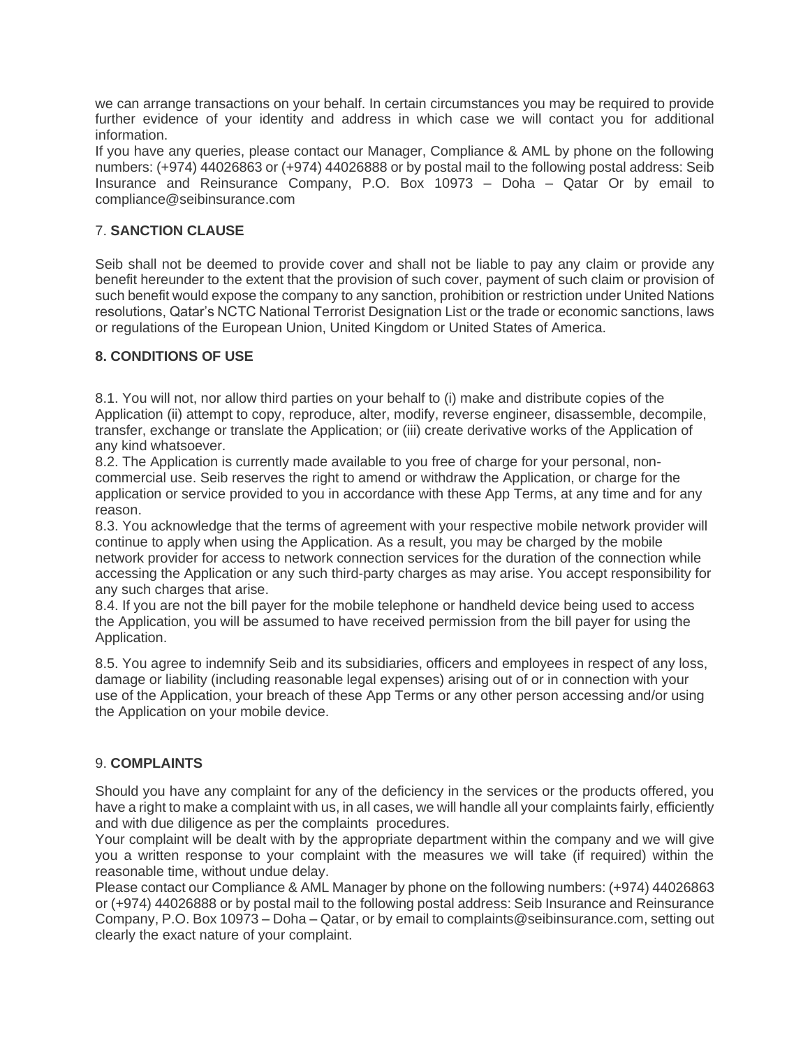we can arrange transactions on your behalf. In certain circumstances you may be required to provide further evidence of your identity and address in which case we will contact you for additional information.
If you have any queries, please contact our Manager, Compliance & AML by phone on the following numbers: (+974) 44026863 or (+974) 44026888 or by postal mail to the following postal address: Seib Insurance and Reinsurance Company, P.O. Box 10973 – Doha – Qatar Or by email to compliance@seibinsurance.com

## 7. **SANCTION CLAUSE**

Seib shall not be deemed to provide cover and shall not be liable to pay any claim or provide any benefit hereunder to the extent that the provision of such cover, payment of such claim or provision of such benefit would expose the company to any sanction, prohibition or restriction under United Nations resolutions, Qatar's NCTC National Terrorist Designation List or the trade or economic sanctions, laws or regulations of the European Union, United Kingdom or United States of America.

## **8. CONDITIONS OF USE**

8.1. You will not, nor allow third parties on your behalf to (i) make and distribute copies of the Application (ii) attempt to copy, reproduce, alter, modify, reverse engineer, disassemble, decompile, transfer, exchange or translate the Application; or (iii) create derivative works of the Application of any kind whatsoever.
8.2. The Application is currently made available to you free of charge for your personal, non-commercial use. Seib reserves the right to amend or withdraw the Application, or charge for the application or service provided to you in accordance with these App Terms, at any time and for any reason.
8.3. You acknowledge that the terms of agreement with your respective mobile network provider will continue to apply when using the Application. As a result, you may be charged by the mobile network provider for access to network connection services for the duration of the connection while accessing the Application or any such third-party charges as may arise. You accept responsibility for any such charges that arise.
8.4. If you are not the bill payer for the mobile telephone or handheld device being used to access the Application, you will be assumed to have received permission from the bill payer for using the Application.

8.5. You agree to indemnify Seib and its subsidiaries, officers and employees in respect of any loss, damage or liability (including reasonable legal expenses) arising out of or in connection with your use of the Application, your breach of these App Terms or any other person accessing and/or using the Application on your mobile device.

## 9. **COMPLAINTS**

Should you have any complaint for any of the deficiency in the services or the products offered, you have a right to make a complaint with us, in all cases, we will handle all your complaints fairly, efficiently and with due diligence as per the complaints procedures.
Your complaint will be dealt with by the appropriate department within the company and we will give you a written response to your complaint with the measures we will take (if required) within the reasonable time, without undue delay.
Please contact our Compliance & AML Manager by phone on the following numbers: (+974) 44026863 or (+974) 44026888 or by postal mail to the following postal address: Seib Insurance and Reinsurance Company, P.O. Box 10973 – Doha – Qatar, or by email to complaints@seibinsurance.com, setting out clearly the exact nature of your complaint.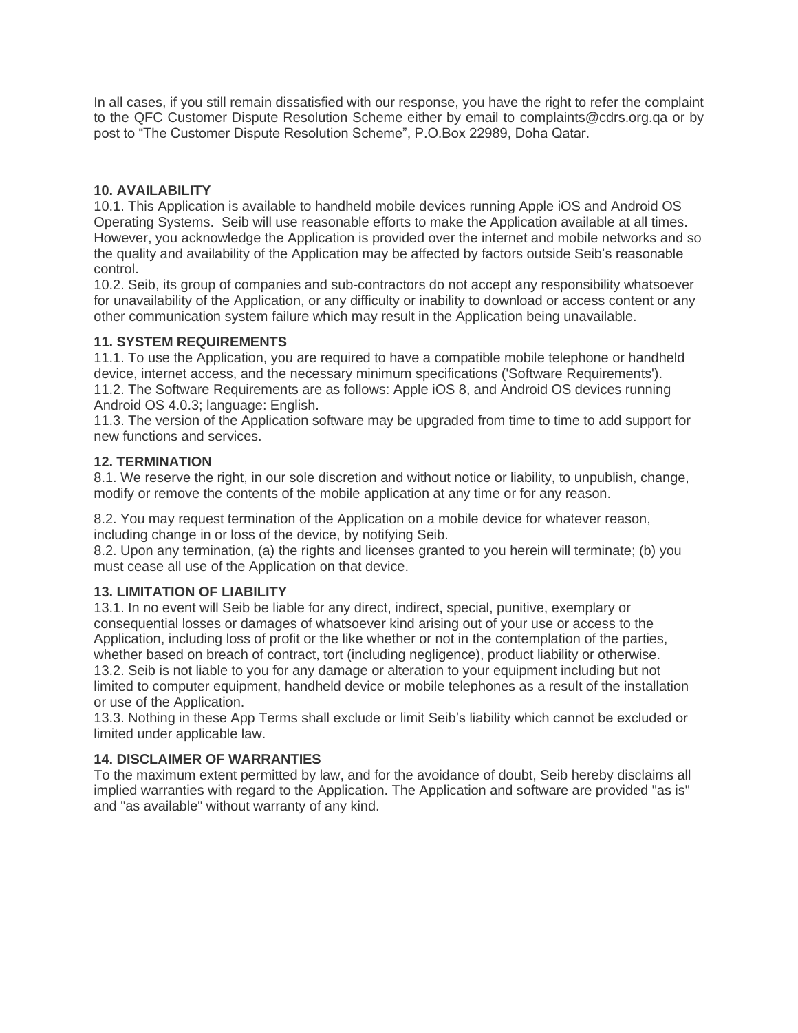In all cases, if you still remain dissatisfied with our response, you have the right to refer the complaint to the QFC Customer Dispute Resolution Scheme either by email to complaints@cdrs.org.qa or by post to "The Customer Dispute Resolution Scheme", P.O.Box 22989, Doha Qatar.

**10. AVAILABILITY**

10.1. This Application is available to handheld mobile devices running Apple iOS and Android OS Operating Systems. Seib will use reasonable efforts to make the Application available at all times. However, you acknowledge the Application is provided over the internet and mobile networks and so the quality and availability of the Application may be affected by factors outside Seib's reasonable control.

10.2. Seib, its group of companies and sub-contractors do not accept any responsibility whatsoever for unavailability of the Application, or any difficulty or inability to download or access content or any other communication system failure which may result in the Application being unavailable.

**11. SYSTEM REQUIREMENTS**

11.1. To use the Application, you are required to have a compatible mobile telephone or handheld device, internet access, and the necessary minimum specifications ('Software Requirements').

11.2. The Software Requirements are as follows: Apple iOS 8, and Android OS devices running Android OS 4.0.3; language: English.

11.3. The version of the Application software may be upgraded from time to time to add support for new functions and services.

**12. TERMINATION**

8.1. We reserve the right, in our sole discretion and without notice or liability, to unpublish, change, modify or remove the contents of the mobile application at any time or for any reason.

8.2. You may request termination of the Application on a mobile device for whatever reason, including change in or loss of the device, by notifying Seib.

8.2. Upon any termination, (a) the rights and licenses granted to you herein will terminate; (b) you must cease all use of the Application on that device.

**13. LIMITATION OF LIABILITY**

13.1. In no event will Seib be liable for any direct, indirect, special, punitive, exemplary or consequential losses or damages of whatsoever kind arising out of your use or access to the Application, including loss of profit or the like whether or not in the contemplation of the parties, whether based on breach of contract, tort (including negligence), product liability or otherwise.

13.2. Seib is not liable to you for any damage or alteration to your equipment including but not limited to computer equipment, handheld device or mobile telephones as a result of the installation or use of the Application.

13.3. Nothing in these App Terms shall exclude or limit Seib's liability which cannot be excluded or limited under applicable law.

**14. DISCLAIMER OF WARRANTIES**

To the maximum extent permitted by law, and for the avoidance of doubt, Seib hereby disclaims all implied warranties with regard to the Application. The Application and software are provided "as is" and "as available" without warranty of any kind.